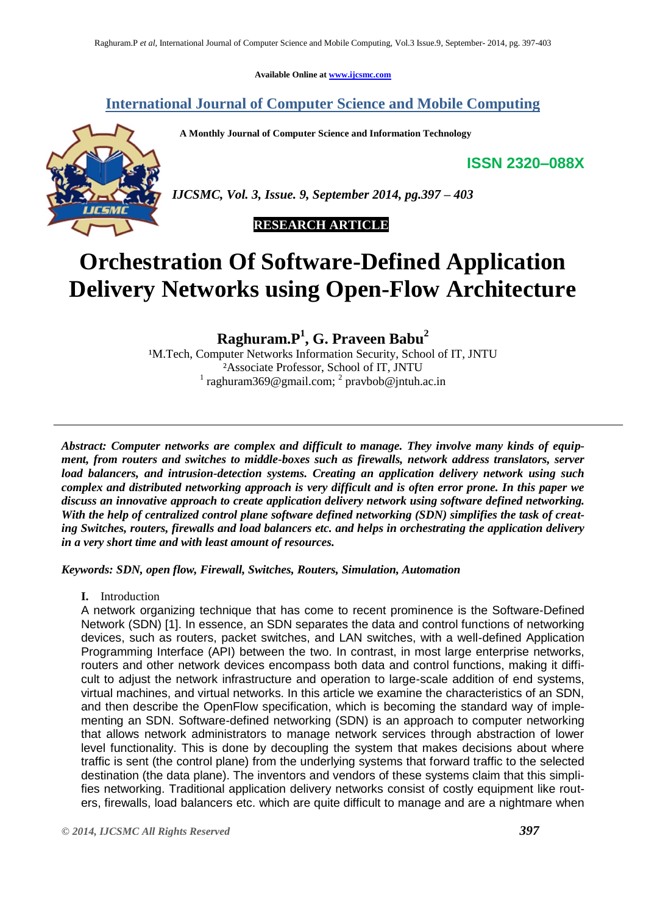Available Online at www.ijcsmc.com

## International Journal of Computer Science and Mobile Computing

A Monthly Journal of Computer Science and Information Technology

ISSN 2320–088X

*IJCSMC, Vol. 3, Issue. 9, September 2014, pg.397 – 403*

**RESEARCH ARTICLE**

# Orchestration Of Software-Defined Application Delivery Networks using Open-Flow Architecture

**Raghuram.P[1], G. Praveen Babu[2]**

[1]M.Tech, Computer Networks Information Security, School of IT, JNTU
[2]Associate Professor, School of IT, JNTU
[1] raghuram369@gmail.com; [2] pravbob@jntuh.ac.in

***Abstract: Computer networks are complex and difficult to manage. They involve many kinds of equipment, from routers and switches to middle-boxes such as firewalls, network address translators, server load balancers, and intrusion-detection systems. Creating an application delivery network using such complex and distributed networking approach is very difficult and is often error prone. In this paper we discuss an innovative approach to create application delivery network using software defined networking. With the help of centralized control plane software defined networking (SDN) simplifies the task of creating Switches, routers, firewalls and load balancers etc. and helps in orchestrating the application delivery in a very short time and with least amount of resources.***

***Keywords: SDN, open flow, Firewall, Switches, Routers, Simulation, Automation***

## I. Introduction

A network organizing technique that has come to recent prominence is the Software-Defined Network (SDN) [1]. In essence, an SDN separates the data and control functions of networking devices, such as routers, packet switches, and LAN switches, with a well-defined Application Programming Interface (API) between the two. In contrast, in most large enterprise networks, routers and other network devices encompass both data and control functions, making difficult to adjust the network infrastructure and operation to large-scale addition of end systems, virtual machines, and virtual networks. In this article we examine the characteristics of an SDN, and then describe the OpenFlow specification, which is becoming the standard way of implementing an SDN. Software-defined networking (SDN) is an approach to computer networking that allows network administrators to manage network services through abstraction of lower level functionality. This is done by decoupling the system that makes decisions about where traffic is sent (the control plane) from the underlying systems that forward traffic to the selected destination (the data plane). The inventors and vendors of these systems claim that this simplifies networking. Traditional application delivery networks consist of costly equipment like routers, firewalls, load balancers etc. which are quite difficult to manage and are a nightmare when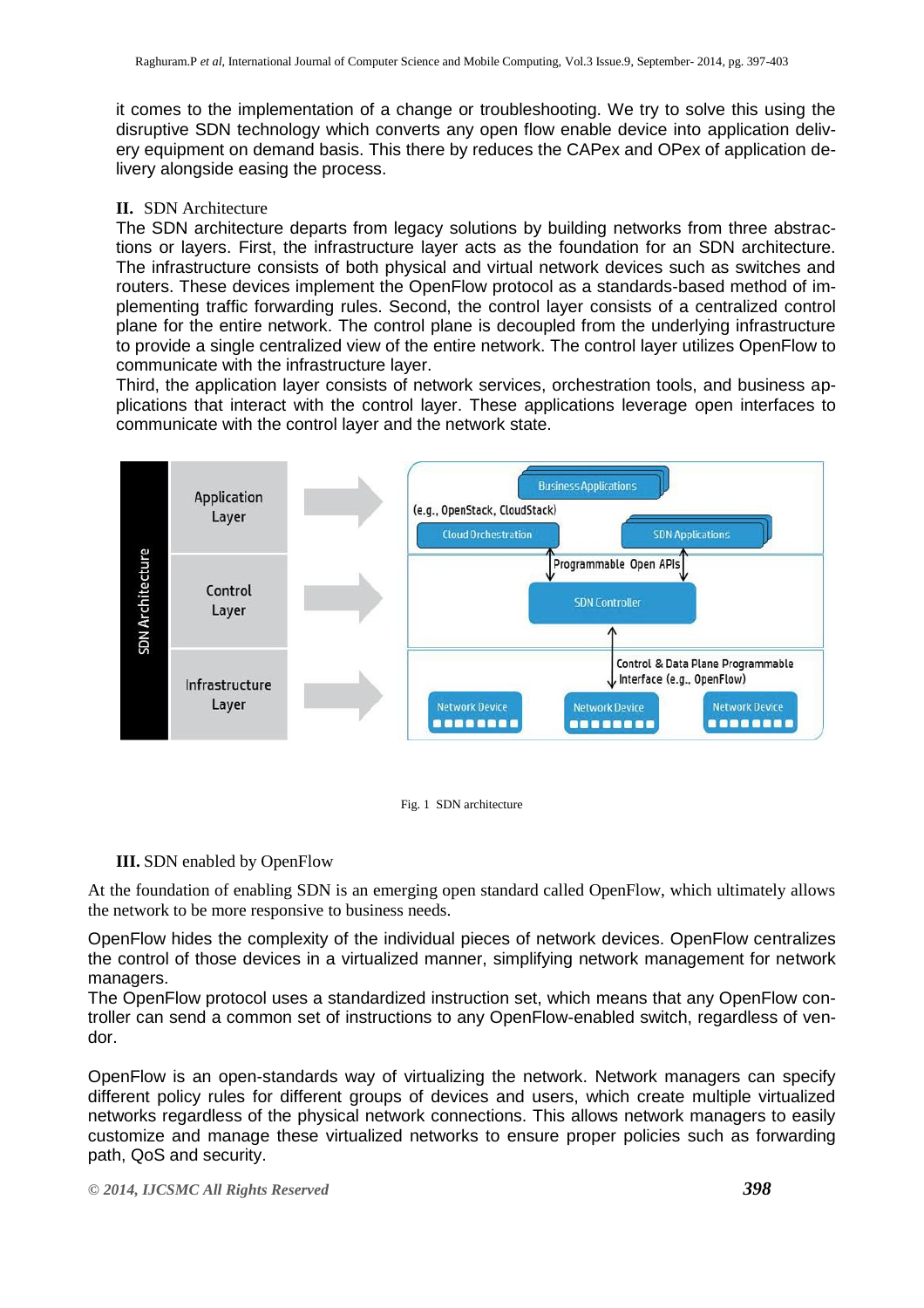it comes to the implementation of a change or troubleshooting. We try to solve this using the disruptive SDN technology which converts any open flow enable device into application delivery equipment on demand basis. This there by reduces the CAPex and OPex of application delivery alongside easing the process.

## II. SDN Architecture

The SDN architecture departs from legacy solutions by building networks from three abstractions or layers. First, the infrastructure layer acts as the foundation for an SDN architecture. The infrastructure consists of both physical and virtual network devices such as switches and routers. These devices implement the OpenFlow protocol as a standards-based method of implementing traffic forwarding rules. Second, the control layer consists of a centralized control plane for the entire network. The control plane is decoupled from the underlying infrastructure to provide a single centralized view of the entire network. The control layer utilizes OpenFlow to communicate with the infrastructure layer.

Third, the application layer consists of network services, orchestration tools, and business applications that interact with the control layer. These applications leverage open interfaces to communicate with the control layer and the network state.

Fig. 1 SDN architecture

## III. SDN enabled by OpenFlow

At the foundation of enabling SDN is an emerging open standard called OpenFlow, which ultimately allows the network to be more responsive to business needs.

OpenFlow hides the complexity of the individual pieces of network devices. OpenFlow centralizes the control of those devices in a virtualized manner, simplifying network management for network managers.

The OpenFlow protocol uses a standardized instruction set, which means that any OpenFlow controller can send a common set of instructions to any OpenFlow-enabled switch, regardless of vendor.

OpenFlow is an open-standards way of virtualizing the network. Network managers can specify different policy rules for different groups of devices and users, which create multiple virtualized networks regardless of the physical network connections. This allows network managers to easily customize and manage these virtualized networks to ensure proper policies such as forwarding path, QoS and security.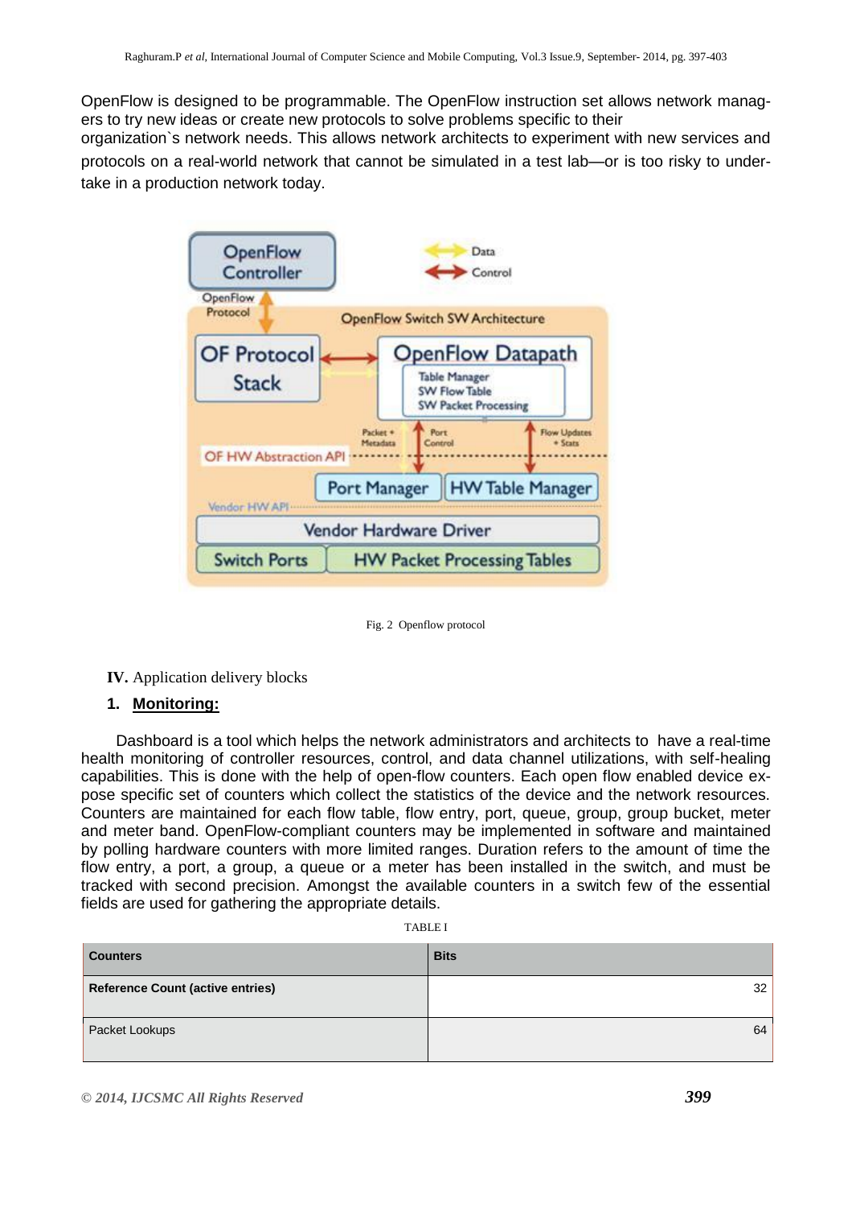OpenFlow is designed to be programmable. The OpenFlow instruction set allows network managers to try new ideas or create new protocols to solve problems specific to their organization`s network needs. This allows network architects to experiment with new services and protocols on a real-world network that cannot be simulated in a test lab—or is too risky to undertake in a production network today.

Fig. 2 Openflow protocol

**IV.** Application delivery blocks

**1. Monitoring:**

Dashboard is a tool which helps the network administrators and architects to have a real-time health monitoring of controller resources, control, and data channel utilizations, with self-healing capabilities. This is done with the help of open-flow counters. Each open flow enabled device expose specific set of counters which collect the statistics of the device and the network resources. Counters are maintained for each flow table, flow entry, port, queue, group, group bucket, meter and meter band. OpenFlow-compliant counters may be implemented in software and maintained by polling hardware counters with more limited ranges. Duration refers to the amount of time the flow entry, a port, a group, a queue or a meter has been installed in the switch, and must be tracked with second precision. Amongst the available counters in a switch few of the essential fields are used for gathering the appropriate details.

TABLE I

| Counters | Bits |
|---|---|
| **Reference Count (active entries)** | 32 |
| Packet Lookups | 64 |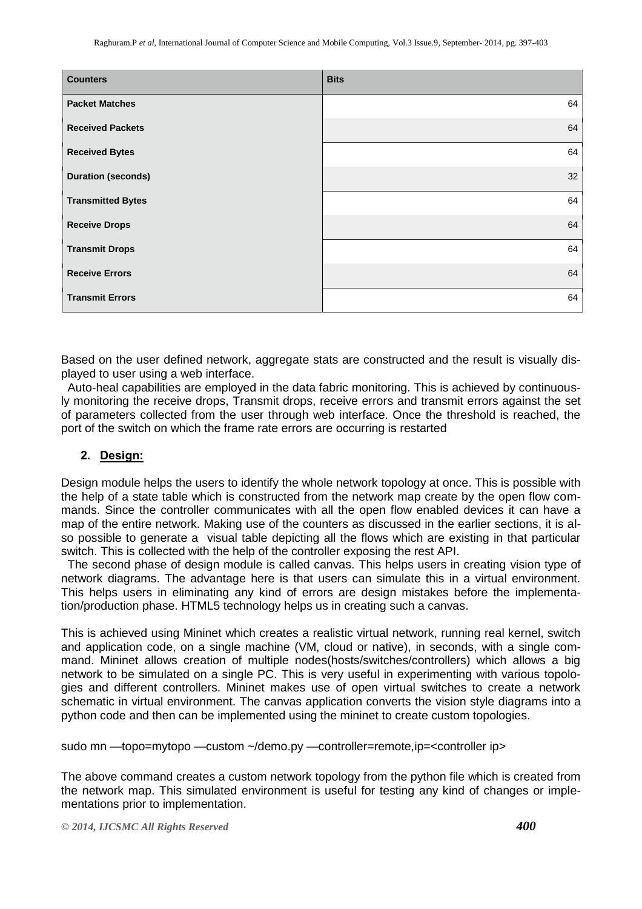| Counters | Bits |
| --- | --- |
| Packet Matches | 64 |
| Received Packets | 64 |
| Received Bytes | 64 |
| Duration (seconds) | 32 |
| Transmitted Bytes | 64 |
| Receive Drops | 64 |
| Transmit Drops | 64 |
| Receive Errors | 64 |
| Transmit Errors | 64 |

Based on the user defined network, aggregate stats are constructed and the result is visually displayed to user using a web interface.

Auto-heal capabilities are employed in the data fabric monitoring. This is achieved by continuously monitoring the receive drops, Transmit drops, receive errors and transmit errors against the set of parameters collected from the user through web interface. Once the threshold is reached, the port of the switch on which the frame rate errors are occurring is restarted

## 2. Design:

Design module helps the users to identify the whole network topology at once. This is possible with the help of a state table which is constructed from the network map create by the open flow commands. Since the controller communicates with all the open flow enabled devices it can have a map of the entire network. Making use of the counters as discussed in the earlier sections, it is also possible to generate a visual table depicting all the flows which are existing in that particular switch. This is collected with the help of the controller exposing the rest API.

The second phase of design module is called canvas. This helps users in creating vision type of network diagrams. The advantage here is that users can simulate this in a virtual environment. This helps users in eliminating any kind of errors are design mistakes before the implementation/production phase. HTML5 technology helps us in creating such a canvas.

This is achieved using Mininet which creates a realistic virtual network, running real kernel, switch and application code, on a single machine (VM, cloud or native), in seconds, with a single command. Mininet allows creation of multiple nodes(hosts/switches/controllers) which allows a big network to be simulated on a single PC. This is very useful in experimenting with various topologies and different controllers. Mininet makes use of open virtual switches to create a network schematic in virtual environment. The canvas application converts the vision style diagrams into a python code and then can be implemented using the mininet to create custom topologies.

```
sudo mn —topo=mytopo —custom ~/demo.py —controller=remote,ip=<controller ip>
```

The above command creates a custom network topology from the python file which is created from the network map. This simulated environment is useful for testing any kind of changes or implementations prior to implementation.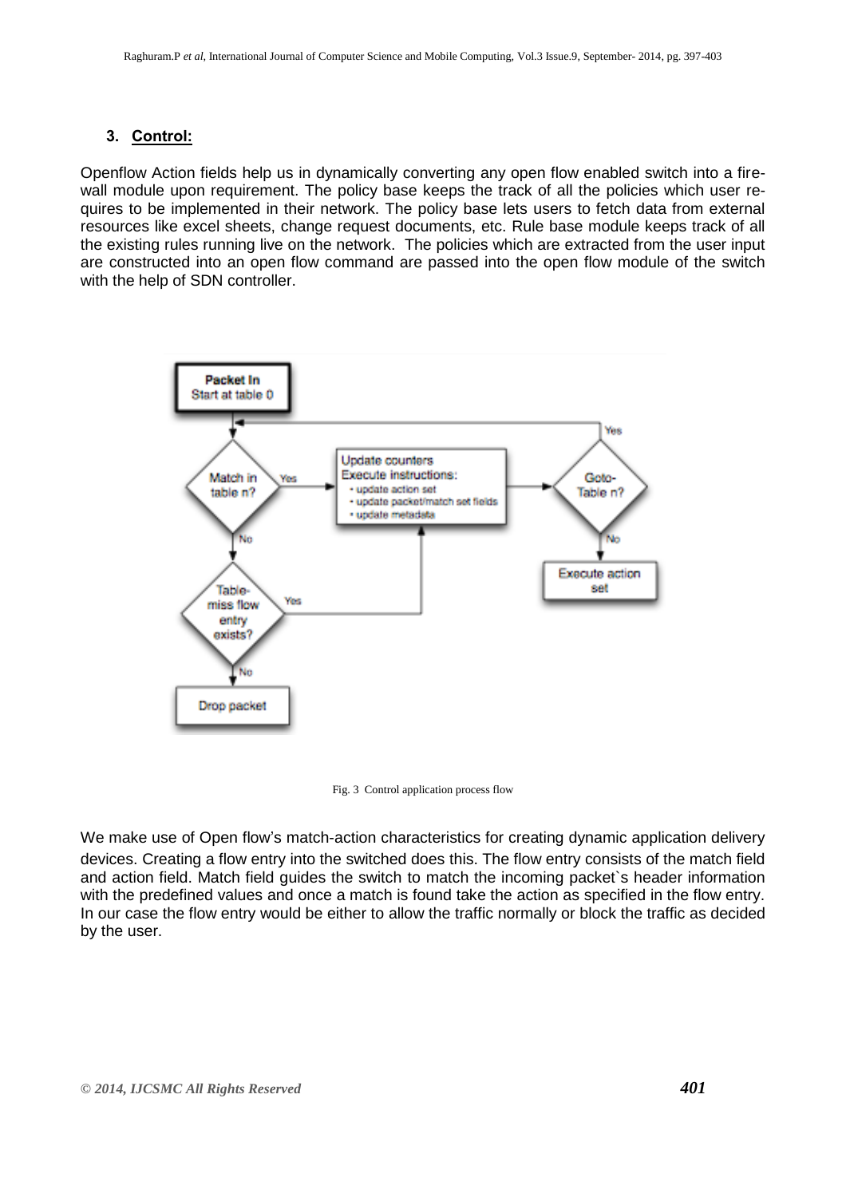### 3. Control:

Openflow Action fields help us in dynamically converting any open flow enabled switch into a fire-wall module upon requirement. The policy base keeps the track of all the policies which user requires to be implemented in their network. The policy base lets users to fetch data from external resources like excel sheets, change request documents, etc. Rule base module keeps track of all the existing rules running live on the network. The policies which are extracted from the user input are constructed into an open flow command are passed into the open flow module of the switch with the help of SDN controller.

Fig. 3 Control application process flow

We make use of Open flow's match-action characteristics for creating dynamic application delivery devices. Creating a flow entry into the switched does this. The flow entry consists of the match field and action field. Match field guides the switch to match the incoming packet`s header information with the predefined values and once a match is found take the action as specified in the flow entry. In our case the flow entry would be either to allow the traffic normally or block the traffic as decided by the user.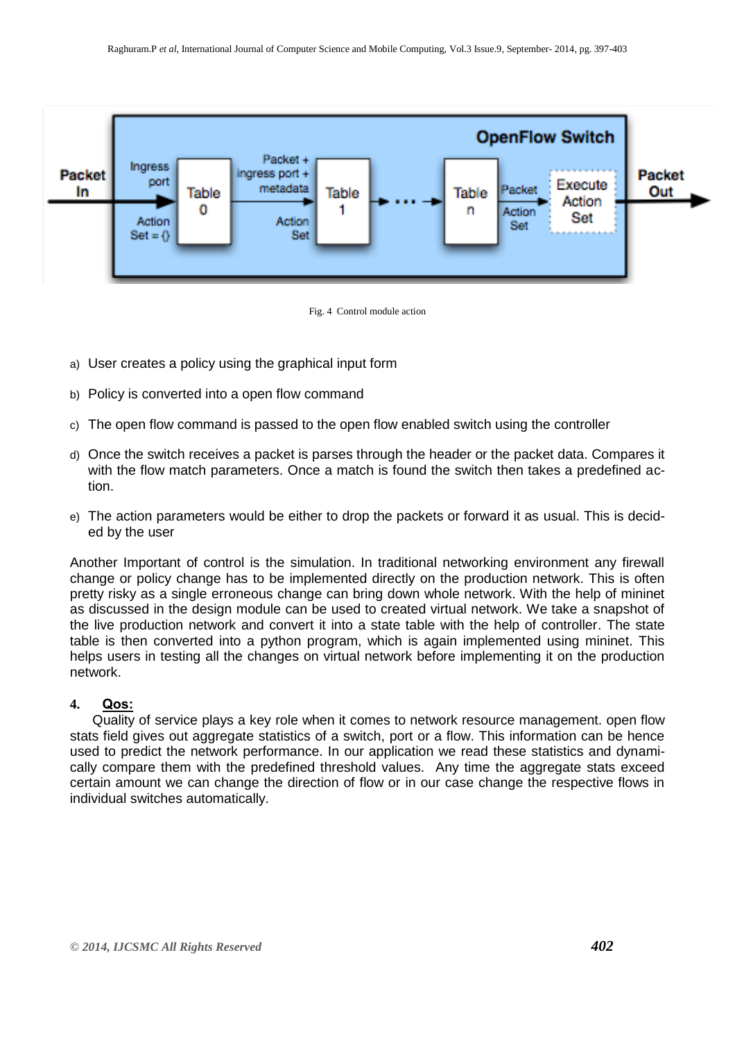Fig. 4  Control module action

a) User creates a policy using the graphical input form

b) Policy is converted into a open flow command

c) The open flow command is passed to the open flow enabled switch using the controller

d) Once the switch receives a packet is parses through the header or the packet data. Compares it with the flow match parameters. Once a match is found the switch then takes a predefined action.

e) The action parameters would be either to drop the packets or forward it as usual. This is decided by the user

Another Important of control is the simulation. In traditional networking environment any firewall change or policy change has to be implemented directly on the production network. This is often pretty risky as a single erroneous change can bring down whole network. With the help of mininet as discussed in the design module can be used to created virtual network. We take a snapshot of the live production network and convert it into a state table with the help of controller. The state table is then converted into a python program, which is again implemented using mininet. This helps users in testing all the changes on virtual network before implementing it on the production network.

### 4. Qos:

Quality of service plays a key role when it comes to network resource management. open flow stats field gives out aggregate statistics of a switch, port or a flow. This information can be hence used to predict the network performance. In our application we read these statistics and dynamically compare them with the predefined threshold values. Any time the aggregate stats exceed certain amount we can change the direction of flow or in our case change the respective flows in individual switches automatically.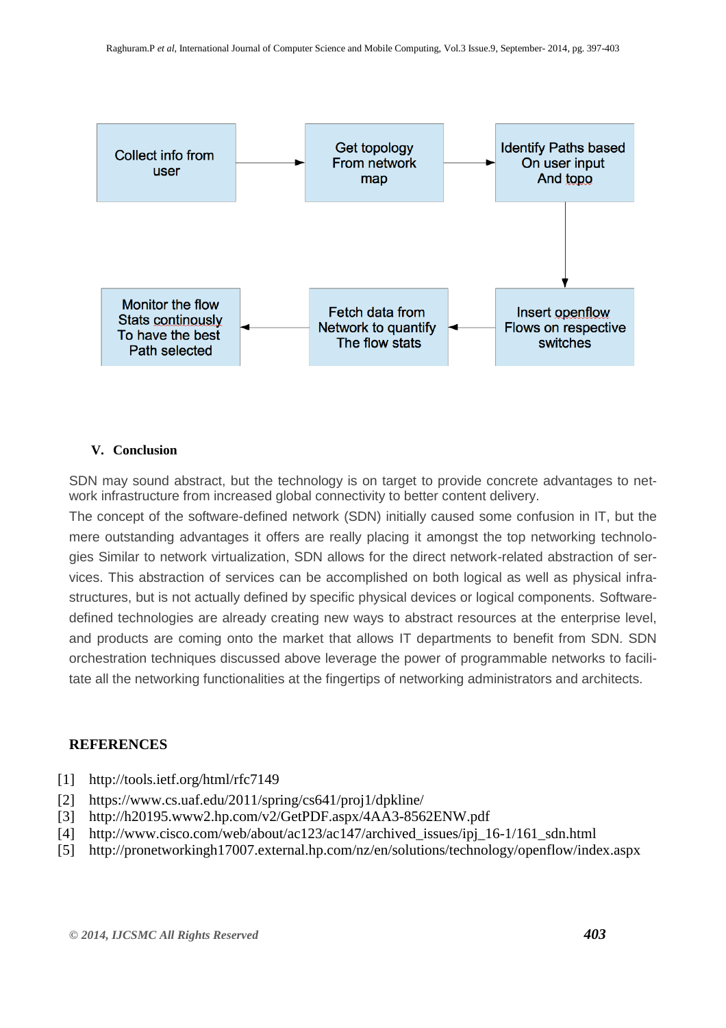Collect info from user

Get topology From network map

Identify Paths based On user input And topo

Insert openflow Flows on respective switches

Fetch data from Network to quantify The flow stats

Monitor the flow Stats continously To have the best Path selected

## V. Conclusion

SDN may sound abstract, but the technology is on target to provide concrete advantages to network infrastructure from increased global connectivity to better content delivery.

The concept of the software-defined network (SDN) initially caused some confusion in IT, but the mere outstanding advantages it offers are really placing it amongst the top networking technologies Similar to network virtualization, SDN allows for the direct network-related abstraction of services. This abstraction of services can be accomplished on both logical as well as physical infrastructures, but is not actually defined by specific physical devices or logical components. Software-defined technologies are already creating new ways to abstract resources at the enterprise level, and products are coming onto the market that allows IT departments to benefit from SDN. SDN orchestration techniques discussed above leverage the power of programmable networks to facilitate all the networking functionalities at the fingertips of networking administrators and architects.

## REFERENCES

[1] http://tools.ietf.org/html/rfc7149

[2] https://www.cs.uaf.edu/2011/spring/cs641/proj1/dpkline/

[3] http://h20195.www2.hp.com/v2/GetPDF.aspx/4AA3-8562ENW.pdf

[4] http://www.cisco.com/web/about/ac123/ac147/archived_issues/ipj_16-1/161_sdn.html

[5] http://pronetworkingh17007.external.hp.com/nz/en/solutions/technology/openflow/index.aspx